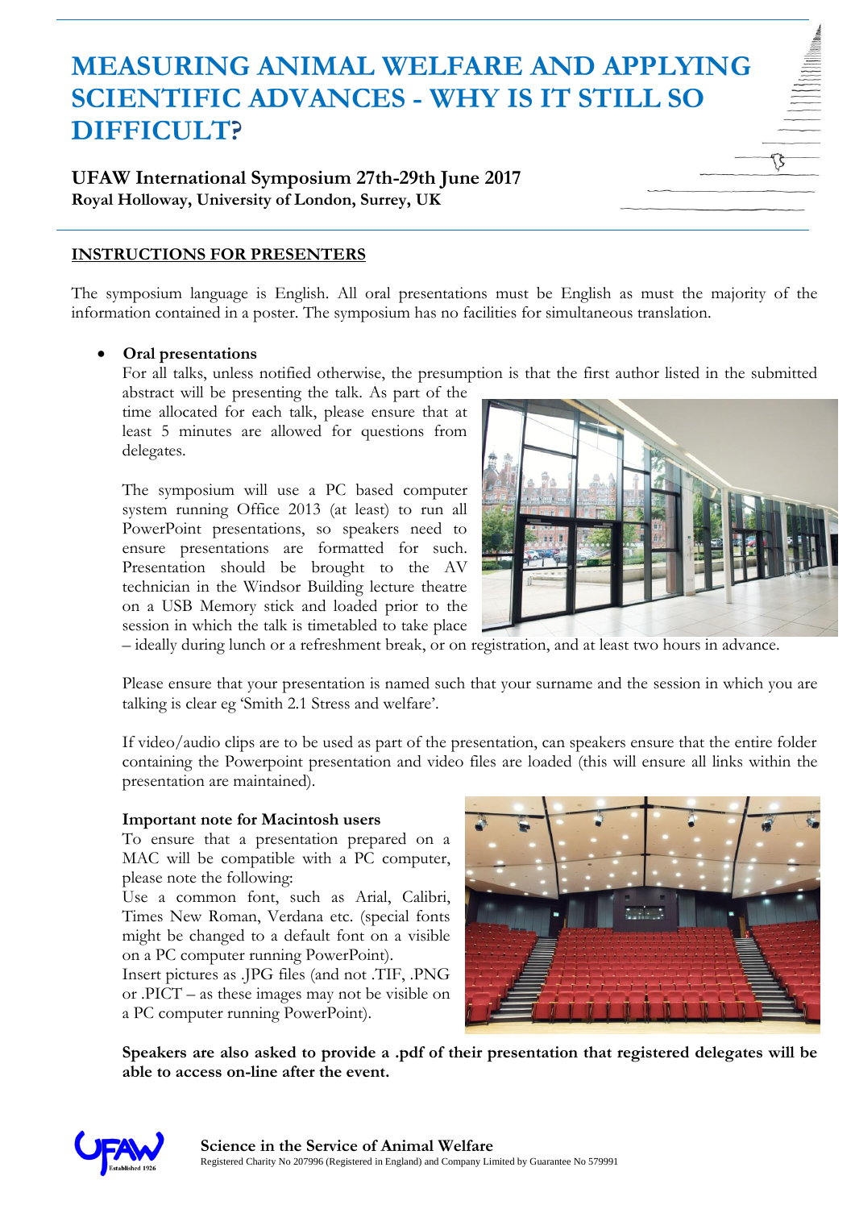# MEASURING ANIMAL WELFARE AND APPLYING SCIENTIFIC ADVANCES - WHY IS IT STILL SO DIFFICULT?

**UFAW International Symposium 27th-29th June 2017**
**Royal Holloway, University of London, Surrey, UK**

## INSTRUCTIONS FOR PRESENTERS

The symposium language is English. All oral presentations must be English as must the majority of the information contained in a poster. The symposium has no facilities for simultaneous translation.

- **Oral presentations**

  For all talks, unless notified otherwise, the presumption is that the first author listed in the submitted abstract will be presenting the talk. As part of the time allocated for each talk, please ensure that at least 5 minutes are allowed for questions from delegates.

  The symposium will use a PC based computer system running Office 2013 (at least) to run all PowerPoint presentations, so speakers need to ensure presentations are formatted for such. Presentation should be brought to the AV technician in the Windsor Building lecture theatre on a USB Memory stick and loaded prior to the session in which the talk is timetabled to take place – ideally during lunch or a refreshment break, or on registration, and at least two hours in advance.

  Please ensure that your presentation is named such that your surname and the session in which you are talking is clear eg 'Smith 2.1 Stress and welfare'.

  If video/audio clips are to be used as part of the presentation, can speakers ensure that the entire folder containing the Powerpoint presentation and video files are loaded (this will ensure all links within the presentation are maintained).

  **Important note for Macintosh users**
  To ensure that a presentation prepared on a MAC will be compatible with a PC computer, please note the following:
  Use a common font, such as Arial, Calibri, Times New Roman, Verdana etc. (special fonts might be changed to a default font on a visible on a PC computer running PowerPoint).
  Insert pictures as .JPG files (and not .TIF, .PNG or .PICT – as these images may not be visible on a PC computer running PowerPoint).

  **Speakers are also asked to provide a .pdf of their presentation that registered delegates will be able to access on-line after the event.**

**Science in the Service of Animal Welfare**
Registered Charity No 207996 (Registered in England) and Company Limited by Guarantee No 579991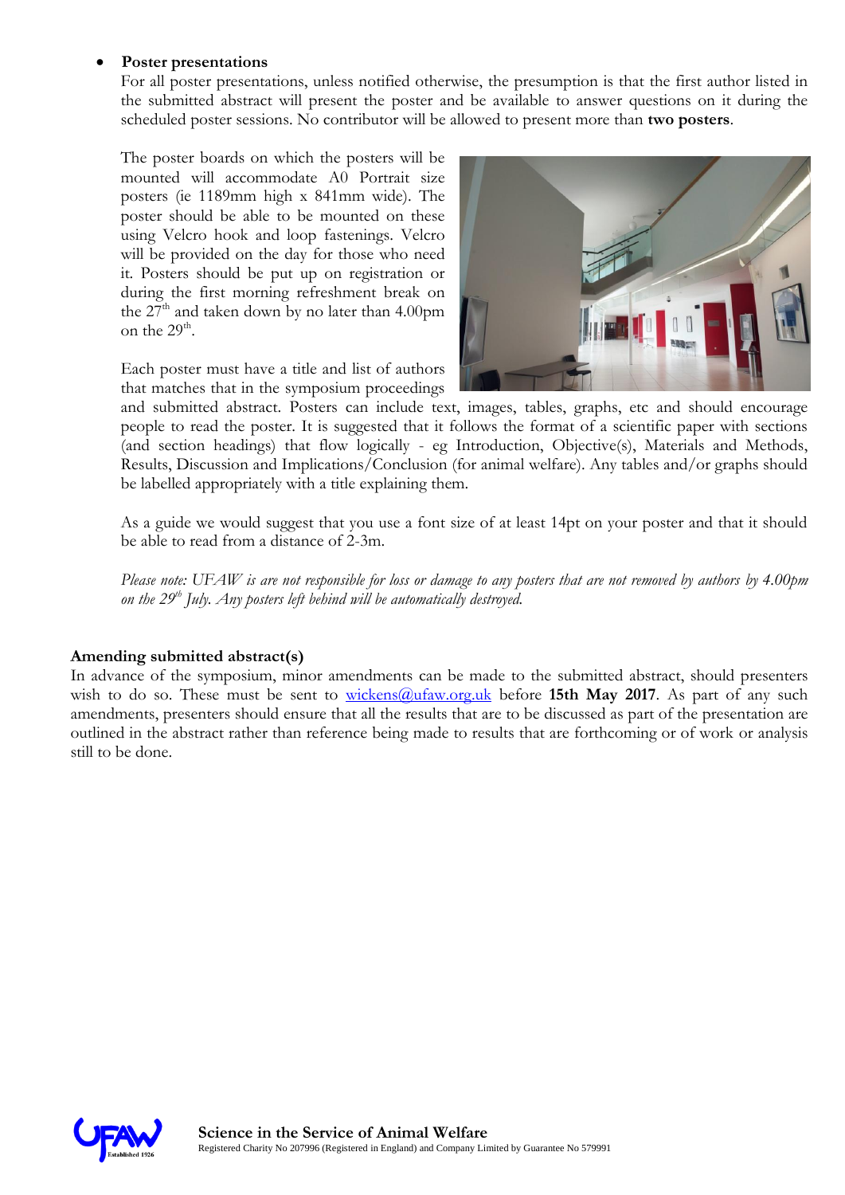- **Poster presentations**

  For all poster presentations, unless notified otherwise, the presumption is that the first author listed in the submitted abstract will present the poster and be available to answer questions on it during the scheduled poster sessions. No contributor will be allowed to present more than **two posters**.

  The poster boards on which the posters will be mounted will accommodate A0 Portrait size posters (ie 1189mm high x 841mm wide). The poster should be able to be mounted on these using Velcro hook and loop fastenings. Velcro will be provided on the day for those who need it. Posters should be put up on registration or during the first morning refreshment break on the 27th and taken down by no later than 4.00pm on the 29th.

  Each poster must have a title and list of authors that matches that in the symposium proceedings and submitted abstract. Posters can include text, images, tables, graphs, etc and should encourage people to read the poster. It is suggested that it follows the format of a scientific paper with sections (and section headings) that flow logically - eg Introduction, Objective(s), Materials and Methods, Results, Discussion and Implications/Conclusion (for animal welfare). Any tables and/or graphs should be labelled appropriately with a title explaining them.

  As a guide we would suggest that you use a font size of at least 14pt on your poster and that it should be able to read from a distance of 2-3m.

  *Please note: UFAW is are not responsible for loss or damage to any posters that are not removed by authors by 4.00pm on the 29th July. Any posters left behind will be automatically destroyed.*

**Amending submitted abstract(s)**

In advance of the symposium, minor amendments can be made to the submitted abstract, should presenters wish to do so. These must be sent to wickens@ufaw.org.uk before **15th May 2017**. As part of any such amendments, presenters should ensure that all the results that are to be discussed as part of the presentation are outlined in the abstract rather than reference being made to results that are forthcoming or of work or analysis still to be done.